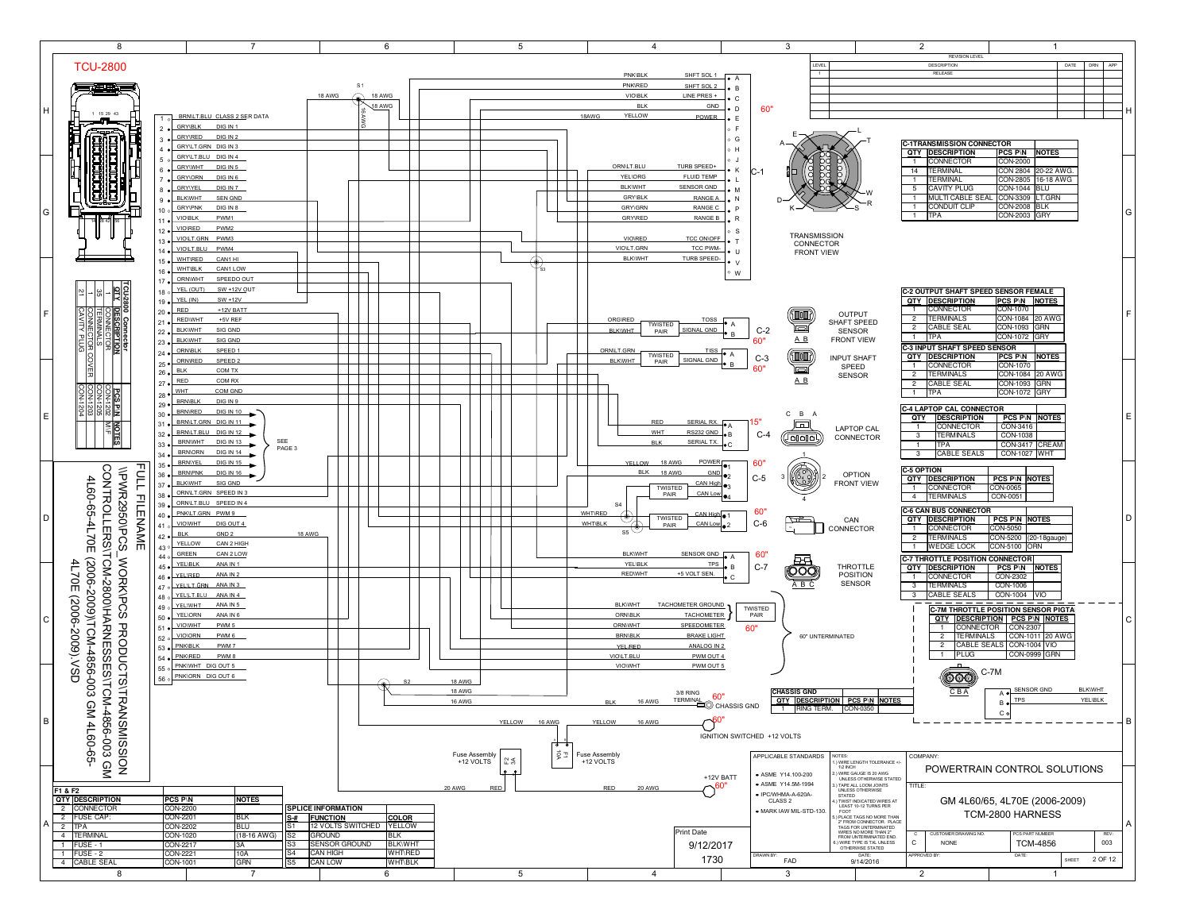# TCU-2800

## TCU-2800 Connector

| QTY | DESCRIPTION | PCS P\N | NOTES |
|---|---|---|---|
| 1 | CONNECTOR | CON-1202 | M\F |
| 1 | CONNECTOR | CON-1205 | |
| 35 | TERMINALS | CON-1203 | |
| 1 | CONNECTOR COVER | CON-1201 | |
| 21 | CAVITY PLUG | CON-1204 | |

## TCU-2800 Pinout

| PIN | WIRE COLOR | FUNCTION |
|---|---|---|
| 1 | BRN\LT.BLU | CLASS 2 SER DATA |
| 2 | GRY\BLK | DIG IN 1 |
| 3 | GRY\RED | DIG IN 2 |
| 4 | GRY\LT.GRN | DIG IN 3 |
| 5 | GRY\LT.BLU | DIG IN 4 |
| 6 | GRY\WHT | DIG IN 5 |
| 7 | GRY\ORN | DIG IN 6 |
| 8 | GRY\YEL | DIG IN 7 |
| 9 | BLK\WHT | SEN GND |
| 10 | GRY\PNK | DIG IN 8 |
| 11 | VIO\BLK | PWM1 |
| 12 | VIO\RED | PWM2 |
| 13 | VIO\LT.GRN | PWM3 |
| 14 | VIO\LT.BLU | PWM4 |
| 15 | WHT\RED | CAN1 HI |
| 16 | WHT\BLK | CAN1 LOW |
| 17 | ORN\WHT | SPEEDO OUT |
| 18 | YEL (OUT) | SW +12V OUT |
| 19 | YEL (IN) | SW +12V |
| 20 | RED | +12V BATT |
| 21 | RED\WHT | +5V REF |
| 22 | BLK\WHT | SIG GND |
| 23 | BLK\WHT | SIG GND |
| 24 | ORN\BLK | SPEED 1 |
| 25 | ORN\RED | SPEED 2 |
| 26 | BLK | COM TX |
| 27 | RED | COM RX |
| 28 | WHT | COM GND |
| 29 | BRN\BLK | DIG IN 9 |
| 30 | BRN\RED | DIG IN 10 |
| 31 | BRN\LT.GRN | DIG IN 11 |
| 32 | BRN\LT.BLU | DIG IN 12 |
| 33 | BRN\WHT | DIG IN 13 |
| 34 | BRN\ORN | DIG IN 14 |
| 35 | BRN\YEL | DIG IN 15 |
| 36 | BRN\PNK | DIG IN 16 |
| 37 | BLK\WHT | SIG GND |
| 38 | ORN\LT.GRN | SPEED IN 3 |
| 39 | ORN\LT.BLU | SPEED IN 4 |
| 40 | PNK\LT.GRN | PWM 9 |
| 41 | VIO\WHT | DIG OUT 4 |
| 42 | BLK | GND 2 |
| 43 | YELLOW | CAN 2 HIGH |
| 44 | GREEN | CAN 2 LOW |
| 45 | YEL\BLK | ANA IN 1 |
| 46 | YEL\RED | ANA IN 2 |
| 47 | YEL\LT.GRN | ANA IN 3 |
| 48 | YEL\LT.BLU | ANA IN 4 |
| 49 | YEL\WHT | ANA IN 5 |
| 50 | YEL\ORN | ANA IN 6 |
| 51 | VIO\WHT | PWM 5 |
| 52 | VIO\ORN | PWM 6 |
| 53 | PNK\BLK | PWM 7 |
| 54 | PNK\RED | PWM 8 |
| 55 | PNK\WHT | DIG OUT 5 |
| 56 | PNK\ORN | DIG OUT 6 |

DIG IN 10 – DIG IN 16: SEE PAGE 3

## C-1 Transmission Connector (TRANSMISSION CONNECTOR FRONT VIEW) — 60"

| PIN | WIRE COLOR | FUNCTION |
|---|---|---|
| A | PNK\BLK | SHFT SOL 1 |
| B | PNK\RED | SHFT SOL 2 |
| C | VIO\BLK | LINE PRES + |
| D | BLK | GND |
| E | YELLOW | POWER |
| K | ORN\LT.BLU | TURB SPEED+ |
| L | YEL\ORG | FLUID TEMP |
| M | BLK\WHT | SENSOR GND |
| N | GRY\BLK | RANGE A |
| P | GRY\GRN | RANGE C |
| R | GRY\RED | RANGE B |
| T | VIO\RED | TCC ON\OFF |
| U | VIO\LT.GRN | TCC PWM- |
| V | BLK\WHT | TURB SPEED- |

| QTY | DESCRIPTION | PCS P\N | NOTES |
|---|---|---|---|
| 1 | CONNECTOR | CON-2000 | |
| 14 | TERMINAL | CON 2804 | 20-22 AWG. |
| 1 | TERMINAL | CON-2805 | 16-18 AWG |
| 5 | CAVITY PLUG | CON-1044 | BLU |
| 1 | MULTI CABLE SEAL | CON-3309 | LT.GRN |
| 1 | CONDUIT CLIP | CON-2008 | BLK |
| 1 | TPA | CON-2003 | GRY |

## C-2 Output Shaft Speed Sensor (FRONT VIEW) — 60"

| PIN | WIRE COLOR | FUNCTION |
|---|---|---|
| A | ORG\RED | TOSS |
| B | BLK\WHT | SIGNAL GND |

(TWISTED PAIR)

| QTY | DESCRIPTION | PCS P\N | NOTES |
|---|---|---|---|
| 1 | CONNECTOR | CON-1070 | |
| 2 | TERMINALS | CON-1084 | 20 AWG |
| 2 | CABLE SEAL | CON-1093 | GRN |
| 1 | TPA | CON-1072 | GRY |

## C-3 Input Shaft Speed Sensor — 60"

| PIN | WIRE COLOR | FUNCTION |
|---|---|---|
| A | ORN\LT.GRN | TISS |
| B | BLK\WHT | SIGNAL GND |

(TWISTED PAIR)

| QTY | DESCRIPTION | PCS P\N | NOTES |
|---|---|---|---|
| 1 | CONNECTOR | CON-1070 | |
| 2 | TERMINALS | CON-1084 | 20 AWG |
| 2 | CABLE SEAL | CON-1093 | GRN |
| 1 | TPA | CON-1072 | GRY |

## C-4 Laptop Cal Connector — 15"

| PIN | WIRE COLOR | FUNCTION |
|---|---|---|
| A | RED | SERIAL RX |
| B | WHT | RS232 GND |
| C | BLK | SERIAL TX |

| QTY | DESCRIPTION | PCS P\N | NOTES |
|---|---|---|---|
| 1 | CONNECTOR | CON-3416 | |
| 3 | TERMINALS | CON-1038 | |
| 1 | TPA | CON-3417 | CREAM |
| 3 | CABLE SEALS | CON-1027 | WHT |

## C-5 Option (FRONT VIEW) — 60"

| PIN | WIRE COLOR | FUNCTION |
|---|---|---|
| 1 | YELLOW 18 AWG | POWER |
| 2 | BLK 18 AWG | GND |
| 3 | | CAN High |
| 4 | | CAN Low |

(TWISTED PAIR)

| QTY | DESCRIPTION | PCS P\N | NOTES |
|---|---|---|---|
| 1 | CONNECTOR | CON-0065 | |
| 4 | TERMINALS | CON-0051 | |

## C-6 CAN Connector — 60"

| PIN | WIRE COLOR | FUNCTION |
|---|---|---|
| 1 | WHT\RED | CAN High |
| 2 | WHT\BLK | CAN Low |

(TWISTED PAIR)

| QTY | DESCRIPTION | PCS P\N | NOTES |
|---|---|---|---|
| 1 | CONNECTOR | CON-5050 | |
| 2 | TERMINALS | CON-5200 | (20-18gauge) |
| 1 | WEDGE LOCK | CON-5100 | ORN |

## C-7 Throttle Position Sensor — 60"

| PIN | WIRE COLOR | FUNCTION |
|---|---|---|
| A | BLK\WHT | SENSOR GND |
| B | YEL\BLK | TPS |
| C | RED\WHT | +5 VOLT SEN. |

| QTY | DESCRIPTION | PCS P\N | NOTES |
|---|---|---|---|
| 1 | CONNECTOR | CON-2302 | |
| 3 | TERMINALS | CON-1006 | |
| 3 | CABLE SEALS | CON-1004 | VIO |

## C-7M Throttle Position Sensor Pigtail

| PIN | FUNCTION | WIRE COLOR |
|---|---|---|
| A | SENSOR GND | BLK\WHT |
| B | TPS | YEL\BLK |
| C | | |

| QTY | DESCRIPTION | PCS P\N | NOTES |
|---|---|---|---|
| 1 | CONNECTOR | CON-2307 | |
| 2 | TERMINALS | CON-1011 | 20 AWG |
| 2 | CABLE SEALS | CON-1004 | VIO |
| 1 | PLUG | CON-0999 | GRN |

## Unterminated Wires — 60" UNTERMINATED

| WIRE COLOR | FUNCTION |
|---|---|
| BLK\WHT | TACHOMETER GROUND |
| ORN\BLK | TACHOMETER |
| ORN\WHT | SPEEDOMETER |
| BRN\BLK | BRAKE LIGHT |
| YEL\RED | ANALOG IN 2 |
| VIO\LT.BLU | PWM OUT 4 |
| VIO\WHT | PWM OUT 5 |

Tachometer ground / tachometer: TWISTED PAIR, 60"

## Chassis Ground

3/8 RING TERMINAL — 60" — CHASSIS GND (BLK 16 AWG)

| QTY | DESCRIPTION | PCS P\N | NOTES |
|---|---|---|---|
| 1 | RING TERM. | CON-0350 | |

IGNITION SWITCHED +12 VOLTS — 60" (YELLOW 16 AWG)

+12V BATT — 60" (RED 20 AWG)

Fuse Assembly +12 VOLTS (F2 3A); Fuse Assembly +12 VOLTS (F1 10A)

## F1 & F2

| QTY | DESCRIPTION | PCS P\N | NOTES |
|---|---|---|---|
| 2 | CONNECTOR | CON-2200 | |
| 2 | FUSE CAP: | CON-2201 | BLK |
| 2 | TPA | CON-2202 | BLU |
| 4 | TERMINAL | CON-1020 | (18-16 AWG) |
| 1 | FUSE - 1 | CON-2217 | 3A |
| 1 | FUSE - 2 | CON-2221 | 10A |
| 4 | CABLE SEAL | CON-1001 | GRN |

## Splice Information

| S-# | FUNCTION | COLOR |
|---|---|---|
| S1 | 12 VOLTS SWITCHED | YELLOW |
| S2 | GROUND | BLK |
| S3 | SENSOR GROUND | BLK\WHT |
| S4 | CAN HIGH | WHT\RED |
| S5 | CAN LOW | WHT\BLK |

## FULL FILENAME

\PWR2250\PCS_WORK\PCS PRODUCTS\TRANSMISSION CONTROLLERS\TCM-2800\HARNESSES\TCM-4856-003 GM 4L60-65-4L70E (2006-2009)\TCM-4856-003 GM 4L60-65-4L70E (2006-2009).VSD

## Revision Level

| LEVEL | DESCRIPTION | DATE | DRN | APP |
|---|---|---|---|---|
| 1 | RELEASE | | | |

## Title Block

APPLICABLE STANDARDS
- ASME Y14.100-200
- ASME Y14.5M-1994
- IPC/WHMA-A-620A-CLASS 2
- MARK IAW MIL-STD-130.

NOTES:
1.) WIRE LENGTH TOLERANCE +/- 1/2 INCH
2.) WIRE GAUGE IS 20 AWG UNLESS OTHERWISE STATED
3.) TAPE ALL LOOM JOINTS UNLESS OTHERWISE STATED.
4.) TWIST INDICATED WIRES AT LEAST 10-12 TURNS PER FOOT
5.) PLACE TAGS NO MORE THAN 2" FROM CONNECTOR. PLACE TAGS FOR UNTERMINATED WIRES NO MORE THAN 2" FROM UNTERMINATED END.
6.) WIRE TYPE IS TXL UNLESS OTHERWISE STATED

COMPANY: POWERTRAIN CONTROL SOLUTIONS

TITLE: GM 4L60/65, 4L70E (2006-2009) TCM-2800 HARNESS

| C | CUSTOMER DRAWING NO. | PCS PART NUMBER | REV. |
|---|---|---|---|
| C | NONE | TCM-4856 | 003 |

Print Date: 9/12/2017 1730

DRAWN BY: FAD — DATE: 9/14/2016

APPROVED BY: — DATE: — SHEET 2 OF 12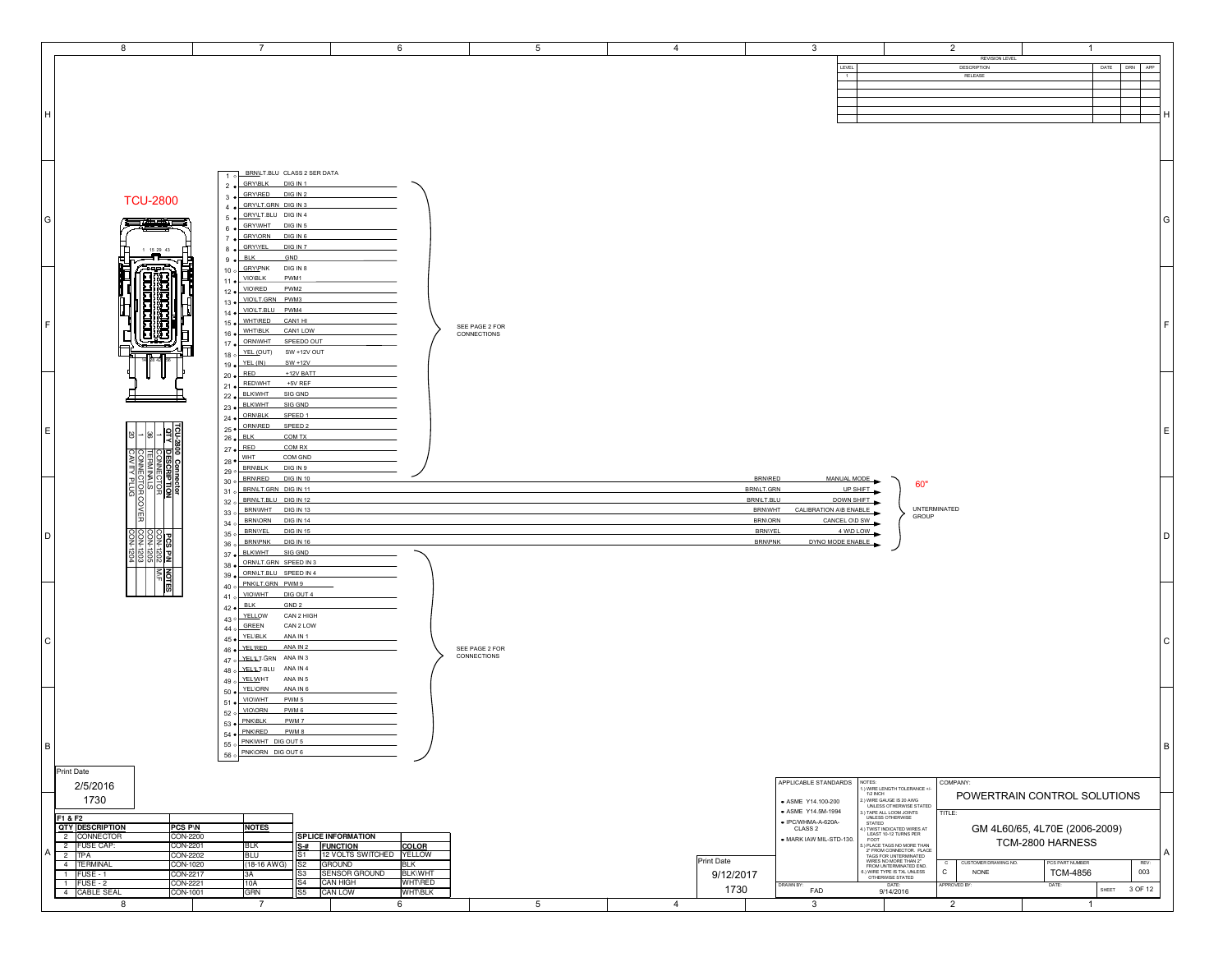# TCU-2800

## TCU-2800 Connector Pinout

| Pin | Wire Color | Function |
|---|---|---|
| 1 | BRN\LT.BLU | CLASS 2 SER DATA |
| 2 | GRY\BLK | DIG IN 1 |
| 3 | GRY\RED | DIG IN 2 |
| 4 | GRY\LT.GRN | DIG IN 3 |
| 5 | GRY\LT.BLU | DIG IN 4 |
| 6 | GRY\WHT | DIG IN 5 |
| 7 | GRY\ORN | DIG IN 6 |
| 8 | GRY\YEL | DIG IN 7 |
| 9 | BLK | GND |
| 10 | GRY\PNK | DIG IN 8 |
| 11 | VIO\BLK | PWM1 |
| 12 | VIO\RED | PWM2 |
| 13 | VIO\LT.GRN | PWM3 |
| 14 | VIO\LT.BLU | PWM4 |
| 15 | WHT\RED | CAN1 HI |
| 16 | WHT\BLK | CAN1 LOW |
| 17 | ORN\WHT | SPEEDO OUT |
| 18 | YEL (OUT) | SW +12V OUT |
| 19 | YEL (IN) | SW +12V |
| 20 | RED | +12V BATT |
| 21 | RED\WHT | +5V REF |
| 22 | BLK\WHT | SIG GND |
| 23 | BLK\WHT | SIG GND |
| 24 | ORN\BLK | SPEED 1 |
| 25 | ORN\RED | SPEED 2 |
| 26 | BLK | COM TX |
| 27 | RED | COM RX |
| 28 | WHT | COM GND |
| 29 | BRN\BLK | DIG IN 9 |
| 30 | BRN\RED | DIG IN 10 |
| 31 | BRN\LT.GRN | DIG IN 11 |
| 32 | BRN\LT.BLU | DIG IN 12 |
| 33 | BRN\WHT | DIG IN 13 |
| 34 | BRN\ORN | DIG IN 14 |
| 35 | BRN\YEL | DIG IN 15 |
| 36 | BRN\PNK | DIG IN 16 |
| 37 | BLK\WHT | SIG GND |
| 38 | ORN\LT.GRN | SPEED IN 3 |
| 39 | ORN\LT.BLU | SPEED IN 4 |
| 40 | PNK\LT.GRN | PWM 9 |
| 41 | VIO\WHT | DIG OUT 4 |
| 42 | BLK | GND 2 |
| 43 | YELLOW | CAN 2 HIGH |
| 44 | GREEN | CAN 2 LOW |
| 45 | YEL\BLK | ANA IN 1 |
| 46 | YEL\RED | ANA IN 2 |
| 47 | YEL\LT.GRN | ANA IN 3 |
| 48 | YEL\LT.BLU | ANA IN 4 |
| 49 | YEL\WHT | ANA IN 5 |
| 50 | YEL\ORN | ANA IN 6 |
| 51 | VIO\WHT | PWM 5 |
| 52 | VIO\ORN | PWM 6 |
| 53 | PNK\BLK | PWM 7 |
| 54 | PNK\RED | PWM 8 |
| 55 | PNK\WHT | DIG OUT 5 |
| 56 | PNK\ORN | DIG OUT 6 |

Pins 1–29: SEE PAGE 2 FOR CONNECTIONS

Pins 37–56: SEE PAGE 2 FOR CONNECTIONS

## Unterminated Group (60")

| Wire Color | Function |
|---|---|
| BRN\RED | MANUAL MODE |
| BRN\LT.GRN | UP SHIFT |
| BRN\LT.BLU | DOWN SHIFT |
| BRN\WHT | CALIBRATION A\B ENABLE |
| BRN\ORN | CANCEL O\D SW |
| BRN\YEL | 4 WD LOW |
| BRN\PNK | DYNO MODE ENABLE |

60"

UNTERMINATED GROUP

## TCU-2800 Connector

| QTY | DESCRIPTION | PCS P\N | NOTES |
|---|---|---|---|
| 1 | CONNECTOR | CON-1202 | M/F |
| 36 | TERMINALS | CON-1205 | |
| 1 | CONNECTOR COVER | CON-1203 | |
| 20 | CAVITY PLUG | CON-1204 | |

## F1 & F2

| QTY | DESCRIPTION | PCS P\N | NOTES |
|---|---|---|---|
| 2 | CONNECTOR | CON-2200 | |
| 2 | FUSE CAP: | CON-2201 | BLK |
| 2 | TPA | CON-2202 | BLU |
| 4 | TERMINAL | CON-1020 | (18-16 AWG) |
| 1 | FUSE - 1 | CON-2217 | 3A |
| 1 | FUSE - 2 | CON-2221 | 10A |
| 4 | CABLE SEAL | CON-1001 | GRN |

## SPLICE INFORMATION

| S-# | FUNCTION | COLOR |
|---|---|---|
| S1 | 12 VOLTS SWITCHED | YELLOW |
| S2 | GROUND | BLK |
| S3 | SENSOR GROUND | BLK\WHT |
| S4 | CAN HIGH | WHT\RED |
| S5 | CAN LOW | WHT\BLK |

## Revision Level

| LEVEL | DESCRIPTION | DATE | DRN | APP |
|---|---|---|---|---|
| 1 | RELEASE | | | |

Print Date 2/5/2016 1730

Print Date 9/12/2017 1730

APPLICABLE STANDARDS

- ASME Y14.100-200
- ASME Y14.5M-1994
- IPC/WHMA-A-620A-CLASS 2
- MARK IAW MIL-STD-130.

NOTES:
1.) WIRE LENGTH TOLERANCE +/- 1/2 INCH
2.) WIRE GAUGE IS 20 AWG UNLESS OTHERWISE STATED
3.) TAPE ALL LOOM JOINTS UNLESS OTHERWISE STATED
4.) TWIST INDICATED WIRES AT LEAST 10-12 TURNS PER FOOT
5.) PLACE TAGS NO MORE THAN 2" FROM CONNECTOR. PLACE TAGS FOR UNTERMINATED WIRES NO MORE THAN 2" FROM UNTERMINATED END.
6.) WIRE TYPE IS TXL UNLESS OTHERWISE STATED

DRAWN BY: FAD DATE: 9/14/2016

COMPANY: POWERTRAIN CONTROL SOLUTIONS

TITLE: GM 4L60/65, 4L70E (2006-2009) TCM-2800 HARNESS

| C | CUSTOMER DRAWING NO. | PCS PART NUMBER | REV. |
|---|---|---|---|
| C | NONE | TCM-4856 | 003 |

APPROVED BY: DATE: SHEET 3 OF 12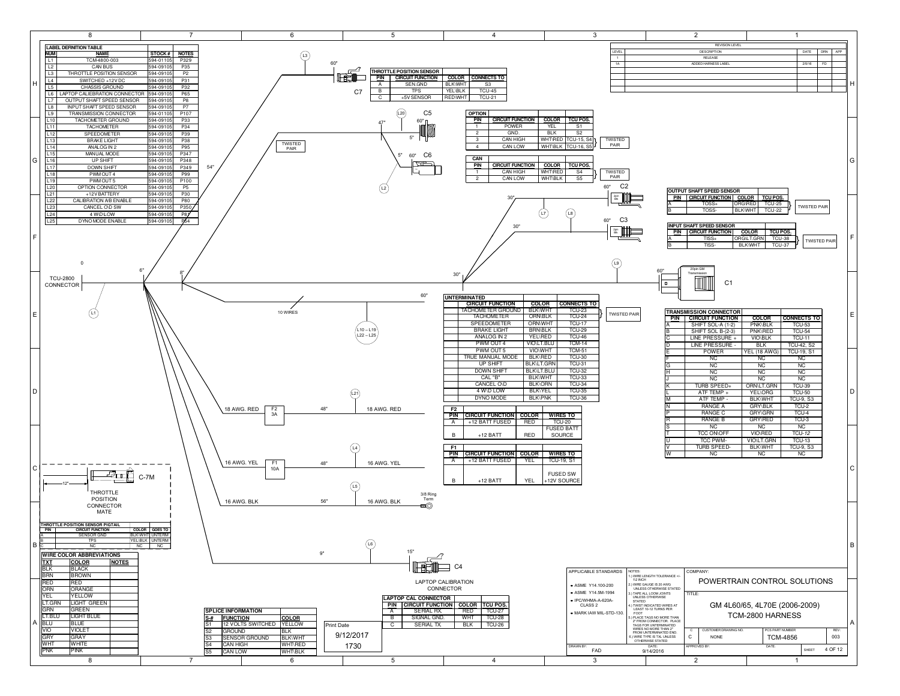## LABEL DEFINITION TABLE

| NUM | NAME | STOCK # | NOTES |
|---|---|---|---|
| L1 | TCM-4800-003 | 594-01105 | P329 |
| L2 | CAN BUS | 594-09105 | P35 |
| L3 | THROTTLE POSITION SENSOR | 594-09105 | P2 |
| L4 | SWITCHED +12V DC | 594-09105 | P31 |
| L5 | CHASSIS GROUND | 594-09105 | P32 |
| L6 | LAPTOP CALIEBRATION CONNECTOR | 594-09105 | P65 |
| L7 | OUTPUT SHAFT SPEED SENSOR | 594-09105 | P6 |
| L8 | INPUT SHAFT SPEED SENSOR | 594-09105 | P7 |
| L9 | TRANSMISSION CONNECTOR | 594-01105 | P107 |
| L10 | TACHOMETER GROUND | 594-09105 | P33 |
| L11 | TACHOMETER | 594-09105 | P34 |
| L12 | SPEEDOMETER | 594-09105 | P39 |
| L13 | BRAKE LIGHT | 594-09105 | P38 |
| L14 | ANALOG IN 2 | 594-09105 | P95 |
| L15 | MANUAL MODE | 594-09105 | P347 |
| L16 | UP SHIFT | 594-09105 | P348 |
| L17 | DOWN SHIFT | 594-09105 | P349 |
| L18 | PWM OUT 4 | 594-09105 | P99 |
| L19 | PWM OUT 5 | 594-09105 | P100 |
| L20 | OPTION CONNECTOR | 594-09105 | P5 |
| L21 | +12V BATTERY | 594-09105 | P30 |
| L22 | CALIBRATION A/B ENABLE | 594-09105 | P80 |
| L23 | CANCEL O\D SW | 594-09105 | P350 |
| L24 | 4 W\D\LOW | 594-09105 | P81 |
| L25 | DYNO MODE ENABLE | 594-09105 | P84 |

## REVISION LEVEL

| LEVEL | DESCRIPTION | DATE | DRN | APP |
|---|---|---|---|---|
| 1 | RELEASE | | | |
| 1A | ADDED HARNESS LABEL | 2/5/16 | FD | |

L3 60" C7

## THROTTLE POSITION SENSOR

| PIN | CIRCUIT FUNCTION | COLOR | CONNECTS TO |
|---|---|---|---|
| A | SEN.GND | BLK\WHT | S3 |
| B | TPS | YEL\BLK | TCU-45 |
| C | +5V SENSOR | RED\WHT | TCU-21 |

L20 C5 47" 60" 5" TWISTED PAIR 5" 60" C6 L2

## OPTION

| PIN | CIRCUIT FUNCTION | COLOR | TCU POS. |
|---|---|---|---|
| 1 | POWER | YEL | S1 |
| 2 | GND. | BLK | S2 |
| 3 | CAN HIGH | WHT\RED | TCU-15, S4 |
| 4 | CAN LOW | WHT\BLK | TCU-16, S5 |

TWISTED PAIR

## CAN

| PIN | CIRCUIT FUNCTION | COLOR | TCU POS. |
|---|---|---|---|
| 1 | CAN HIGH | WHT\RED | S4 |
| 2 | CAN LOW | WHT\BLK | S5 |

TWISTED PAIR

54" 60" C2 30" L7 L8 60" C3 30"

## OUTPUT SHAFT SPEED SENSOR

| PIN | CIRCUIT FUNCTION | COLOR | TCU POS. |
|---|---|---|---|
| A | TOSS+ | ORG\RED | TCU-25 |
| B | TOSS- | BLK\WHT | TCU-22 |

TWISTED PAIR

## INPUT SHAFT SPEED SENSOR

| PIN | CIRCUIT FUNCTION | COLOR | TCU POS. |
|---|---|---|---|
| A | TISS+ | ORG\LT.GRN | TCU-38 |
| B | TISS- | BLK\WHT | TCU-37 |

TWISTED PAIR

0 TCU-2800 CONNECTOR 6" 8" 30" L9 60" 20pin GM Transmission C1

L1 10 WIRES 60" L10 – L19 L22 – L25

## UNTERMINATED

| CIRCUIT FUNCTION | COLOR | CONNECTS TO |
|---|---|---|
| TACHOMETER GROUND | BLK\WHT | TCU-23 |
| TACHOMETER | ORN\BLK | TCU-24 |
| SPEEDOMETER | ORN\WHT | TCU-17 |
| BRAKE LIGHT | BRN\BLK | TCU-29 |
| ANALOG IN 2 | YEL\RED | TCU-46 |
| PWM OUT 4 | VIO\LT.BLU | TCM-14 |
| PWM OUT 5 | VIO\WHT | TCM-51 |
| TRUE MANUAL MODE | BLK\RED | TCU-30 |
| UP SHIFT | BLK\LT.GRN | TCU-31 |
| DOWN SHIFT | BLK\LT.BLU | TCU-32 |
| CAL "B" | BLK\WHT | TCU-33 |
| CANCEL O\D | BLK\ORN | TCU-34 |
| 4 W\D LOW | BLK\YEL | TCU-35 |
| DYNO MODE | BLK\PNK | TCU-36 |

TWISTED PAIR

## TRANSMISSION CONNECTOR

| PIN | CIRCUIT FUNCTION | COLOR | CONNECTS TO |
|---|---|---|---|
| A | SHIFT SOL-A (1-2) | PNK\BLK | TCU-53 |
| B | SHIFT SOL B-(2-3) | PNK\RED | TCU-54 |
| C | LINE PRESSURE + | VIO\BLK | TCU-11 |
| D | LINE PRESSURE - | BLK | TCU-42, S2 |
| E | POWER | YEL (18 AWG) | TCU-19, S1 |
| F | NC | NC | NC |
| G | NC | NC | NC |
| H | NC | NC | NC |
| J | NC | NC | NC |
| K | TURB SPEED+ | ORN\LT.GRN | TCU-39 |
| L | ATF TEMP + | YEL\ORG | TCU-50 |
| M | ATF TEMP - | BLK\WHT | TCU-9, S3 |
| N | RANGE A | GRY\BLK | TCU-2 |
| P | RANGE C | GRY\GRN | TCU-4 |
| R | RANGE B | GRY\RED | TCU-3 |
| S | NC | NC | NC |
| T | TCC ON\OFF | VIO\RED | TCU-12 |
| U | TCC PWM- | VIO\LT.GRN | TCU-13 |
| V | TURB SPEED- | BLK\WHT | TCU-9, S3 |
| W | NC | NC | NC |

L21 18 AWG. RED F2 3A 48" 18 AWG. RED

## F2

| PIN | CIRCUIT FUNCTION | COLOR | WIRES TO |
|---|---|---|---|
| A | +12 BATT FUSED | RED | TCU-20 |
| B | +12 BATT | RED | FUSED BATT SOURCE |

L4 16 AWG. YEL F1 10A 48" 16 AWG. YEL

## F1

| PIN | CIRCUIT FUNCTION | COLOR | WIRES TO |
|---|---|---|---|
| A | +12 BATT FUSED | YEL | TCU-19, S1 |
| B | +12 BATT | YEL | FUSED SW +12V SOURCE |

C-7M 12" THROTTLE POSITION CONNECTOR MATE

L5 16 AWG. BLK 56" 16 AWG. BLK 3/8 Ring Term

## THROTTLE POSITION SENSOR PIGTAIL

| PIN | CIRCUIT FUNCTION | COLOR | GOES TO |
|---|---|---|---|
| A | SENSOR GND | BLK\WHT | UNTERM |
| B | TPS | YEL\BLK | UNTERM |
| C | NC | NC | NC |

L6 9" 15" C4 LAPTOP CALIBRATION CONNECTOR

## WIRE COLOR ABBREVIATIONS

| TXT | COLOR | NOTES |
|---|---|---|
| BLK | BLACK | |
| BRN | BROWN | |
| RED | RED | |
| ORN | ORANGE | |
| YEL | YELLOW | |
| LT.GRN | LIGHT GREEN | |
| GRN | GREEN | |
| LT.BLU | LIGHT BLUE | |
| BLU | BLUE | |
| VIO | VIOLET | |
| GRY | GRAY | |
| WHT | WHITE | |
| PNK | PINK | |

## SPLICE INFORMATION

| S-# | FUNCTION | COLOR |
|---|---|---|
| S1 | 12 VOLTS SWITCHED | YELLOW |
| S2 | GROUND | BLK |
| S3 | SENSOR GROUND | BLK\WHT |
| S4 | CAN HIGH | WHT\RED |
| S5 | CAN LOW | WHT\BLK |

## LAPTOP CAL CONNECTOR

| PIN | CIRCUIT FUNCTION | COLOR | TCU POS. |
|---|---|---|---|
| A | SERIAL RX | RED | TCU-27 |
| B | SIGNAL GND. | WHT | TCU-28 |
| C | SERIAL TX | BLK | TCU-26 |

Print Date 9/12/2017 1730

APPLICABLE STANDARDS

- ASME Y14.100-200
- ASME Y14.5M-1994
- IPC/WHMA-A-620A-CLASS 2
- MARK IAW MIL-STD-130

NOTES:

1.) WIRE LENGTH TOLERANCE +/- 1/2 INCH
2.) WIRE GAUGE IS 20 AWG UNLESS OTHERWISE STATED
3.) TAPE ALL LOOM JOINTS UNLESS OTHERWISE STATED.
4.) TWIST INDICATED WIRES AT LEAST 10-12 TURNS PER FOOT
5.) PLACE TAGS NO MORE THAN 2" FROM CONNECTOR. PLACE TAGS FOR UNTERMINATED WIRES NO MORE THAN 2" FROM UNTERMINATED END.
6.) WIRE TYPE IS TXL UNLESS OTHERWISE STATED

COMPANY: POWERTRAIN CONTROL SOLUTIONS

TITLE: GM 4L60/65, 4L70E (2006-2009) TCM-2800 HARNESS

C | CUSTOMER DRAWING NO. NONE | PCS PART NUMBER TCM-4856 | REV: 003

DRAWN BY: FAD | DATE: 9/14/2016 | APPROVED BY: | DATE: | SHEET 4 OF 12